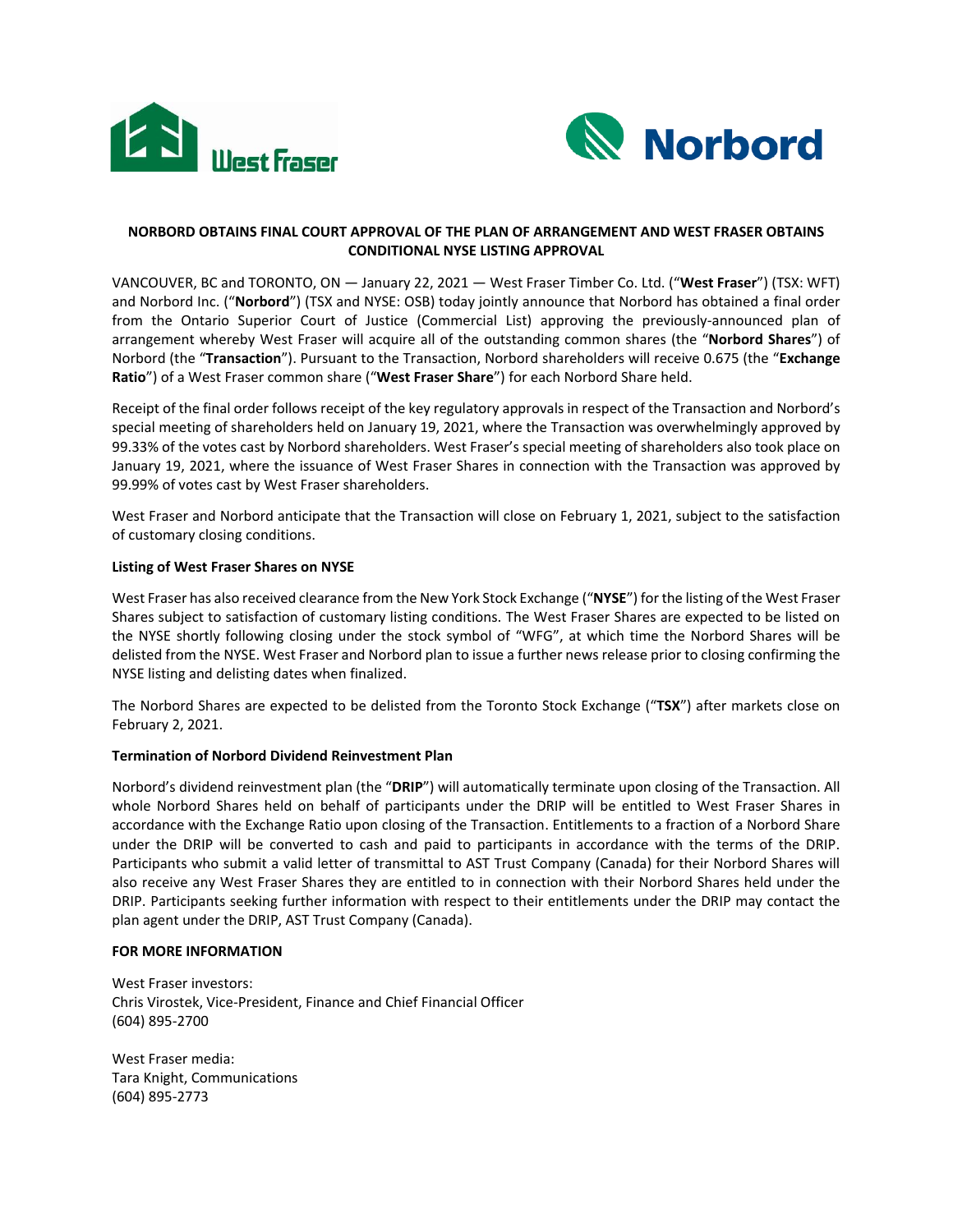# NORBORD OBTAINS FINAL COURT APPROVAL OF THE PLAN OF ARRANGEMENT AND WEST FRASER OBTAINS CONDITIONAL NYSE LISTING APPROVAL

VANCOUVER, BC and TORONTO, ON — January 22, 2021 — West Fraser Timber Co. Ltd. ("**West Fraser**") (TSX: WFT) and Norbord Inc. ("**Norbord**") (TSX and NYSE: OSB) today jointly announce that Norbord has obtained a final order from the Ontario Superior Court of Justice (Commercial List) approving the previously-announced plan of arrangement whereby West Fraser will acquire all of the outstanding common shares (the "**Norbord Shares**") of Norbord (the "**Transaction**"). Pursuant to the Transaction, Norbord shareholders will receive 0.675 (the "**Exchange Ratio**") of a West Fraser common share ("**West Fraser Share**") for each Norbord Share held.

Receipt of the final order follows receipt of the key regulatory approvals in respect of the Transaction and Norbord's special meeting of shareholders held on January 19, 2021, where the Transaction was overwhelmingly approved by 99.33% of the votes cast by Norbord shareholders. West Fraser's special meeting of shareholders also took place on January 19, 2021, where the issuance of West Fraser Shares in connection with the Transaction was approved by 99.99% of votes cast by West Fraser shareholders.

West Fraser and Norbord anticipate that the Transaction will close on February 1, 2021, subject to the satisfaction of customary closing conditions.

**Listing of West Fraser Shares on NYSE**

West Fraser has also received clearance from the New York Stock Exchange ("**NYSE**") for the listing of the West Fraser Shares subject to satisfaction of customary listing conditions. The West Fraser Shares are expected to be listed on the NYSE shortly following closing under the stock symbol of "WFG", at which time the Norbord Shares will be delisted from the NYSE. West Fraser and Norbord plan to issue a further news release prior to closing confirming the NYSE listing and delisting dates when finalized.

The Norbord Shares are expected to be delisted from the Toronto Stock Exchange ("**TSX**") after markets close on February 2, 2021.

**Termination of Norbord Dividend Reinvestment Plan**

Norbord's dividend reinvestment plan (the "**DRIP**") will automatically terminate upon closing of the Transaction. All whole Norbord Shares held on behalf of participants under the DRIP will be entitled to West Fraser Shares in accordance with the Exchange Ratio upon closing of the Transaction. Entitlements to a fraction of a Norbord Share under the DRIP will be converted to cash and paid to participants in accordance with the terms of the DRIP. Participants who submit a valid letter of transmittal to AST Trust Company (Canada) for their Norbord Shares will also receive any West Fraser Shares they are entitled to in connection with their Norbord Shares held under the DRIP. Participants seeking further information with respect to their entitlements under the DRIP may contact the plan agent under the DRIP, AST Trust Company (Canada).

**FOR MORE INFORMATION**

West Fraser investors:
Chris Virostek, Vice-President, Finance and Chief Financial Officer
(604) 895-2700

West Fraser media:
Tara Knight, Communications
(604) 895-2773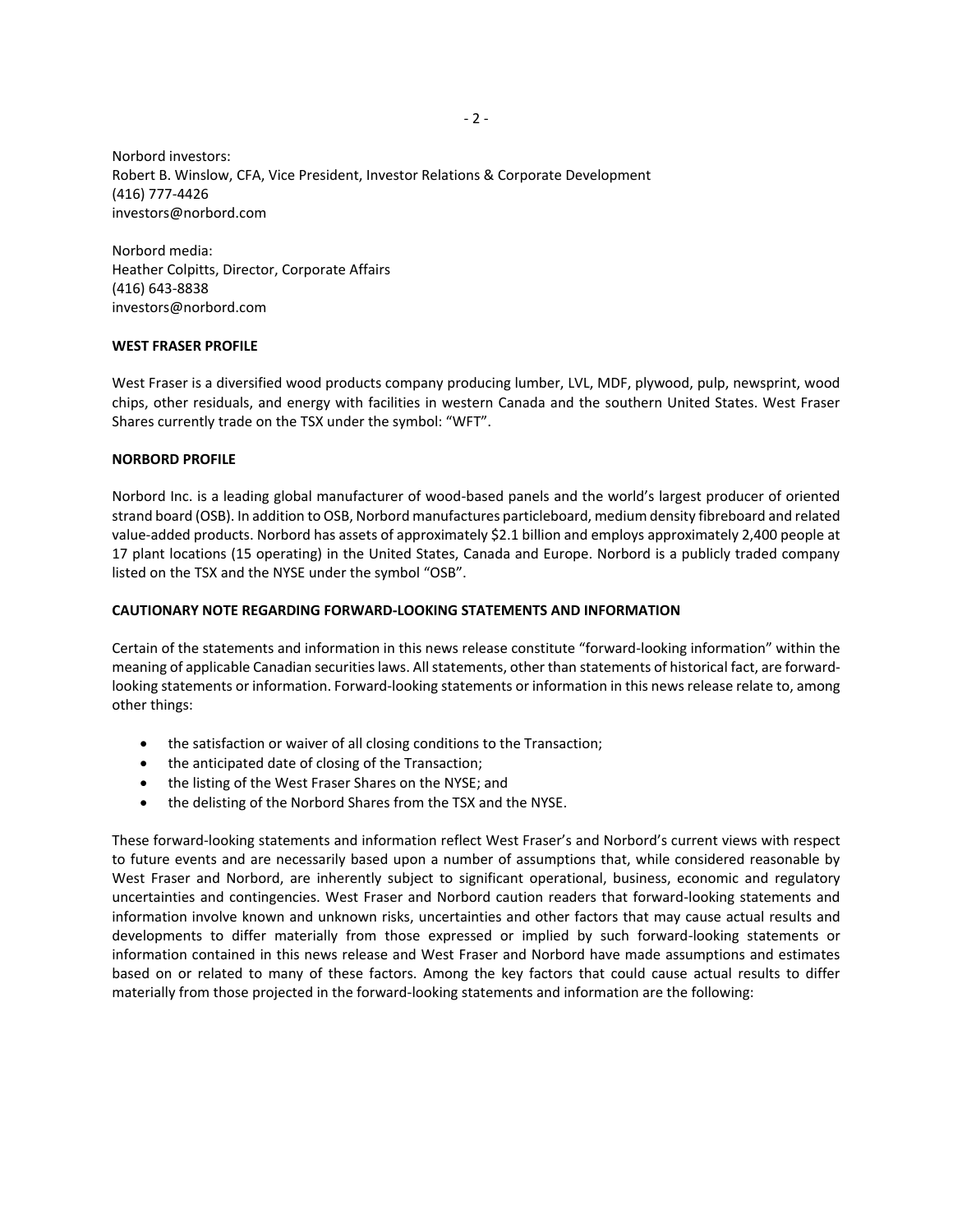Norbord investors:
Robert B. Winslow, CFA, Vice President, Investor Relations & Corporate Development
(416) 777-4426
investors@norbord.com

Norbord media:
Heather Colpitts, Director, Corporate Affairs
(416) 643-8838
investors@norbord.com

**WEST FRASER PROFILE**

West Fraser is a diversified wood products company producing lumber, LVL, MDF, plywood, pulp, newsprint, wood chips, other residuals, and energy with facilities in western Canada and the southern United States. West Fraser Shares currently trade on the TSX under the symbol: "WFT".

**NORBORD PROFILE**

Norbord Inc. is a leading global manufacturer of wood-based panels and the world's largest producer of oriented strand board (OSB). In addition to OSB, Norbord manufactures particleboard, medium density fibreboard and related value-added products. Norbord has assets of approximately $2.1 billion and employs approximately 2,400 people at 17 plant locations (15 operating) in the United States, Canada and Europe. Norbord is a publicly traded company listed on the TSX and the NYSE under the symbol "OSB".

**CAUTIONARY NOTE REGARDING FORWARD-LOOKING STATEMENTS AND INFORMATION**

Certain of the statements and information in this news release constitute "forward-looking information" within the meaning of applicable Canadian securities laws. All statements, other than statements of historical fact, are forward-looking statements or information. Forward-looking statements or information in this news release relate to, among other things:

- the satisfaction or waiver of all closing conditions to the Transaction;
- the anticipated date of closing of the Transaction;
- the listing of the West Fraser Shares on the NYSE; and
- the delisting of the Norbord Shares from the TSX and the NYSE.

These forward-looking statements and information reflect West Fraser's and Norbord's current views with respect to future events and are necessarily based upon a number of assumptions that, while considered reasonable by West Fraser and Norbord, are inherently subject to significant operational, business, economic and regulatory uncertainties and contingencies. West Fraser and Norbord caution readers that forward-looking statements and information involve known and unknown risks, uncertainties and other factors that may cause actual results and developments to differ materially from those expressed or implied by such forward-looking statements or information contained in this news release and West Fraser and Norbord have made assumptions and estimates based on or related to many of these factors. Among the key factors that could cause actual results to differ materially from those projected in the forward-looking statements and information are the following: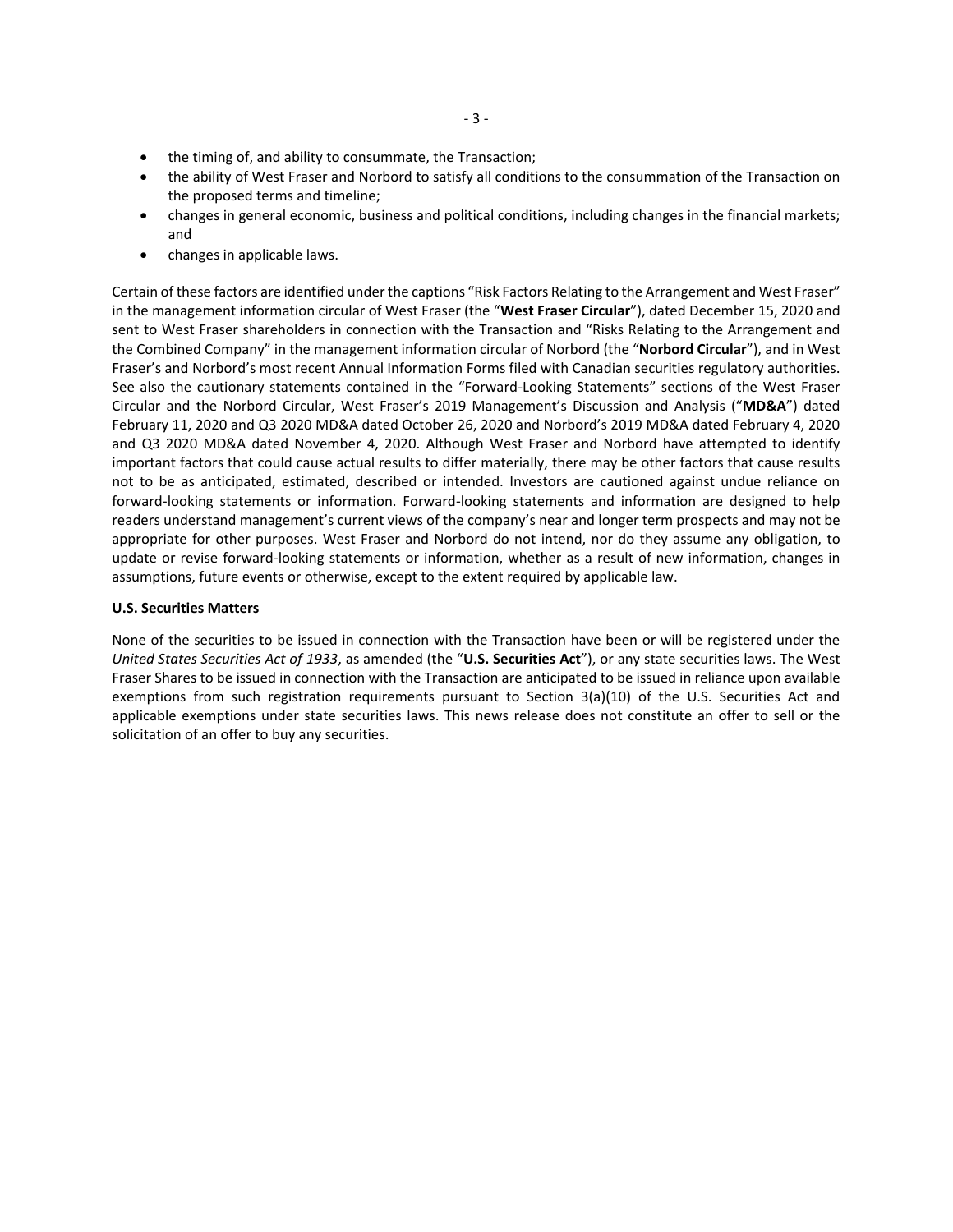- the timing of, and ability to consummate, the Transaction;
- the ability of West Fraser and Norbord to satisfy all conditions to the consummation of the Transaction on the proposed terms and timeline;
- changes in general economic, business and political conditions, including changes in the financial markets; and
- changes in applicable laws.

Certain of these factors are identified under the captions "Risk Factors Relating to the Arrangement and West Fraser" in the management information circular of West Fraser (the "**West Fraser Circular**"), dated December 15, 2020 and sent to West Fraser shareholders in connection with the Transaction and "Risks Relating to the Arrangement and the Combined Company" in the management information circular of Norbord (the "**Norbord Circular**"), and in West Fraser's and Norbord's most recent Annual Information Forms filed with Canadian securities regulatory authorities. See also the cautionary statements contained in the "Forward-Looking Statements" sections of the West Fraser Circular and the Norbord Circular, West Fraser's 2019 Management's Discussion and Analysis ("**MD&A**") dated February 11, 2020 and Q3 2020 MD&A dated October 26, 2020 and Norbord's 2019 MD&A dated February 4, 2020 and Q3 2020 MD&A dated November 4, 2020. Although West Fraser and Norbord have attempted to identify important factors that could cause actual results to differ materially, there may be other factors that cause results not to be as anticipated, estimated, described or intended. Investors are cautioned against undue reliance on forward-looking statements or information. Forward-looking statements and information are designed to help readers understand management's current views of the company's near and longer term prospects and may not be appropriate for other purposes. West Fraser and Norbord do not intend, nor do they assume any obligation, to update or revise forward-looking statements or information, whether as a result of new information, changes in assumptions, future events or otherwise, except to the extent required by applicable law.

**U.S. Securities Matters**

None of the securities to be issued in connection with the Transaction have been or will be registered under the *United States Securities Act of 1933*, as amended (the "**U.S. Securities Act**"), or any state securities laws. The West Fraser Shares to be issued in connection with the Transaction are anticipated to be issued in reliance upon available exemptions from such registration requirements pursuant to Section 3(a)(10) of the U.S. Securities Act and applicable exemptions under state securities laws. This news release does not constitute an offer to sell or the solicitation of an offer to buy any securities.